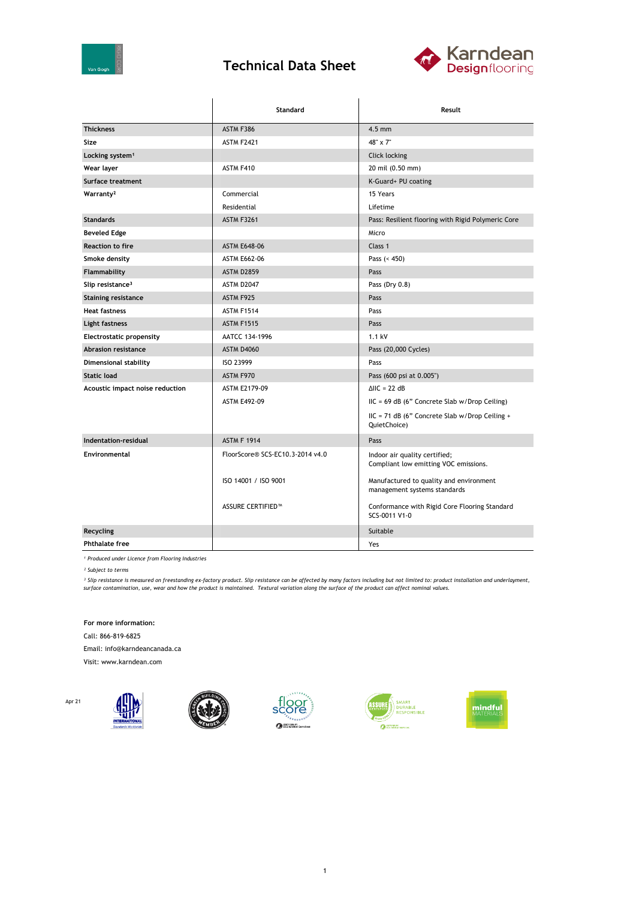# Technical Data Sheet

| | Standard | Result |
|---|---|---|
| **Thickness** | ASTM F386 | 4.5 mm |
| **Size** | ASTM F2421 | 48" x 7" |
| **Locking system**[1] | | Click locking |
| **Wear layer** | ASTM F410 | 20 mil (0.50 mm) |
| **Surface treatment** | | K-Guard+ PU coating |
| **Warranty**[2] | Commercial | 15 Years |
| | Residential | Lifetime |
| **Standards** | ASTM F3261 | Pass: Resilient flooring with Rigid Polymeric Core |
| **Beveled Edge** | | Micro |
| **Reaction to fire** | ASTM E648-06 | Class 1 |
| **Smoke density** | ASTM E662-06 | Pass (< 450) |
| **Flammability** | ASTM D2859 | Pass |
| **Slip resistance**[3] | ASTM D2047 | Pass (Dry 0.8) |
| **Staining resistance** | ASTM F925 | Pass |
| **Heat fastness** | ASTM F1514 | Pass |
| **Light fastness** | ASTM F1515 | Pass |
| **Electrostatic propensity** | AATCC 134-1996 | 1.1 kV |
| **Abrasion resistance** | ASTM D4060 | Pass (20,000 Cycles) |
| **Dimensional stability** | ISO 23999 | Pass |
| **Static load** | ASTM F970 | Pass (600 psi at 0.005") |
| **Acoustic impact noise reduction** | ASTM E2179-09 | ΔIIC = 22 dB |
| | ASTM E492-09 | IIC = 69 dB (6" Concrete Slab w/Drop Ceiling) |
| | | IIC = 71 dB (6" Concrete Slab w/Drop Ceiling + QuietChoice) |
| **Indentation-residual** | ASTM F 1914 | Pass |
| **Environmental** | FloorScore® SCS-EC10.3-2014 v4.0 | Indoor air quality certified; Compliant low emitting VOC emissions. |
| | ISO 14001 / ISO 9001 | Manufactured to quality and environment management systems standards |
| | ASSURE CERTIFIED™ | Conformance with Rigid Core Flooring Standard SCS-0011 V1-0 |
| **Recycling** | | Suitable |
| **Phthalate free** | | Yes |

*[1] Produced under Licence from Flooring Industries*

*[2] Subject to terms*

*[3] Slip resistance is measured on freestanding ex-factory product. Slip resistance can be affected by many factors including but not limited to: product installation and underlayment, surface contamination, use, wear and how the product is maintained. Textural variation along the surface of the product can affect nominal values.*

**For more information:**

Call: 866-819-6825

Email: info@karndeancanada.ca

Visit: www.karndean.com

Apr 21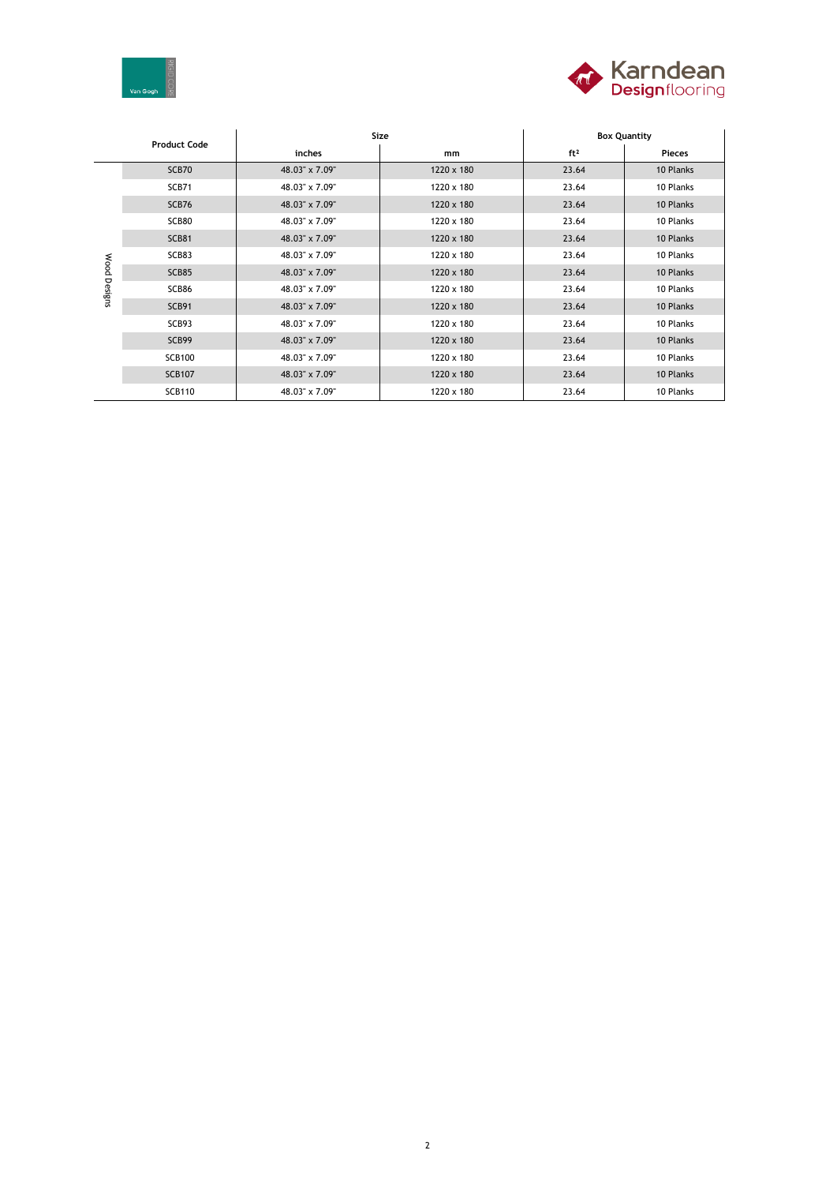| Product Code | | Size | | Box Quantity | |
|---|---|---|---|---|---|
| | | inches | mm | ft² | Pieces |
| Wood Designs | SCB70 | 48.03" x 7.09" | 1220 x 180 | 23.64 | 10 Planks |
| | SCB71 | 48.03" x 7.09" | 1220 x 180 | 23.64 | 10 Planks |
| | SCB76 | 48.03" x 7.09" | 1220 x 180 | 23.64 | 10 Planks |
| | SCB80 | 48.03" x 7.09" | 1220 x 180 | 23.64 | 10 Planks |
| | SCB81 | 48.03" x 7.09" | 1220 x 180 | 23.64 | 10 Planks |
| | SCB83 | 48.03" x 7.09" | 1220 x 180 | 23.64 | 10 Planks |
| | SCB85 | 48.03" x 7.09" | 1220 x 180 | 23.64 | 10 Planks |
| | SCB86 | 48.03" x 7.09" | 1220 x 180 | 23.64 | 10 Planks |
| | SCB91 | 48.03" x 7.09" | 1220 x 180 | 23.64 | 10 Planks |
| | SCB93 | 48.03" x 7.09" | 1220 x 180 | 23.64 | 10 Planks |
| | SCB99 | 48.03" x 7.09" | 1220 x 180 | 23.64 | 10 Planks |
| | SCB100 | 48.03" x 7.09" | 1220 x 180 | 23.64 | 10 Planks |
| | SCB107 | 48.03" x 7.09" | 1220 x 180 | 23.64 | 10 Planks |
| | SCB110 | 48.03" x 7.09" | 1220 x 180 | 23.64 | 10 Planks |